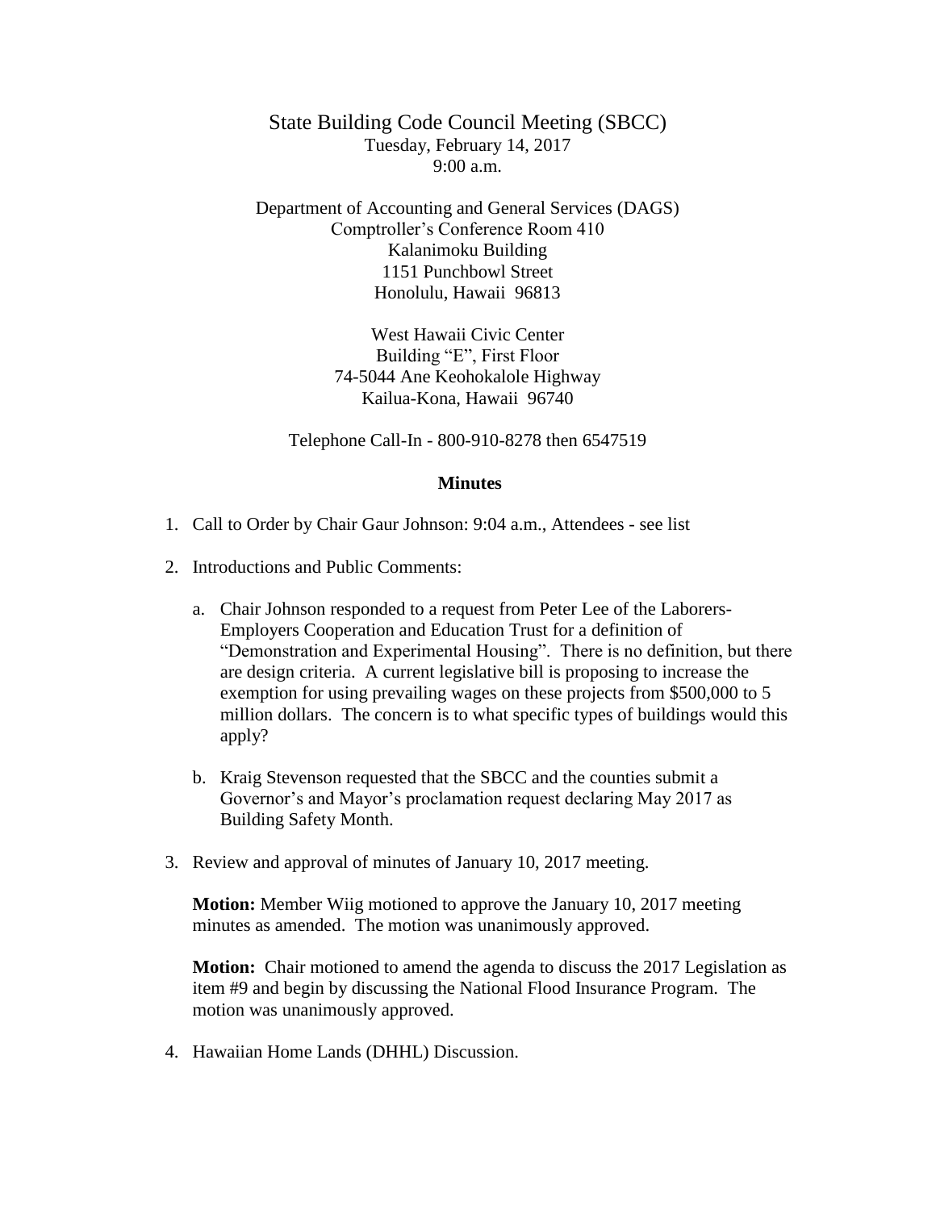# State Building Code Council Meeting (SBCC)

Tuesday, February 14, 2017
9:00 a.m.

Department of Accounting and General Services (DAGS)
Comptroller's Conference Room 410
Kalanimoku Building
1151 Punchbowl Street
Honolulu, Hawaii 96813

West Hawaii Civic Center
Building "E", First Floor
74-5044 Ane Keohokalole Highway
Kailua-Kona, Hawaii 96740

Telephone Call-In - 800-910-8278 then 6547519

## Minutes

1. Call to Order by Chair Gaur Johnson: 9:04 a.m., Attendees - see list

2. Introductions and Public Comments:

   a. Chair Johnson responded to a request from Peter Lee of the Laborers-Employers Cooperation and Education Trust for a definition of "Demonstration and Experimental Housing". There is no definition, but there are design criteria. A current legislative bill is proposing to increase the exemption for using prevailing wages on these projects from $500,000 to 5 million dollars. The concern is to what specific types of buildings would this apply?

   b. Kraig Stevenson requested that the SBCC and the counties submit a Governor's and Mayor's proclamation request declaring May 2017 as Building Safety Month.

3. Review and approval of minutes of January 10, 2017 meeting.

   **Motion:** Member Wiig motioned to approve the January 10, 2017 meeting minutes as amended. The motion was unanimously approved.

   **Motion:** Chair motioned to amend the agenda to discuss the 2017 Legislation as item #9 and begin by discussing the National Flood Insurance Program. The motion was unanimously approved.

4. Hawaiian Home Lands (DHHL) Discussion.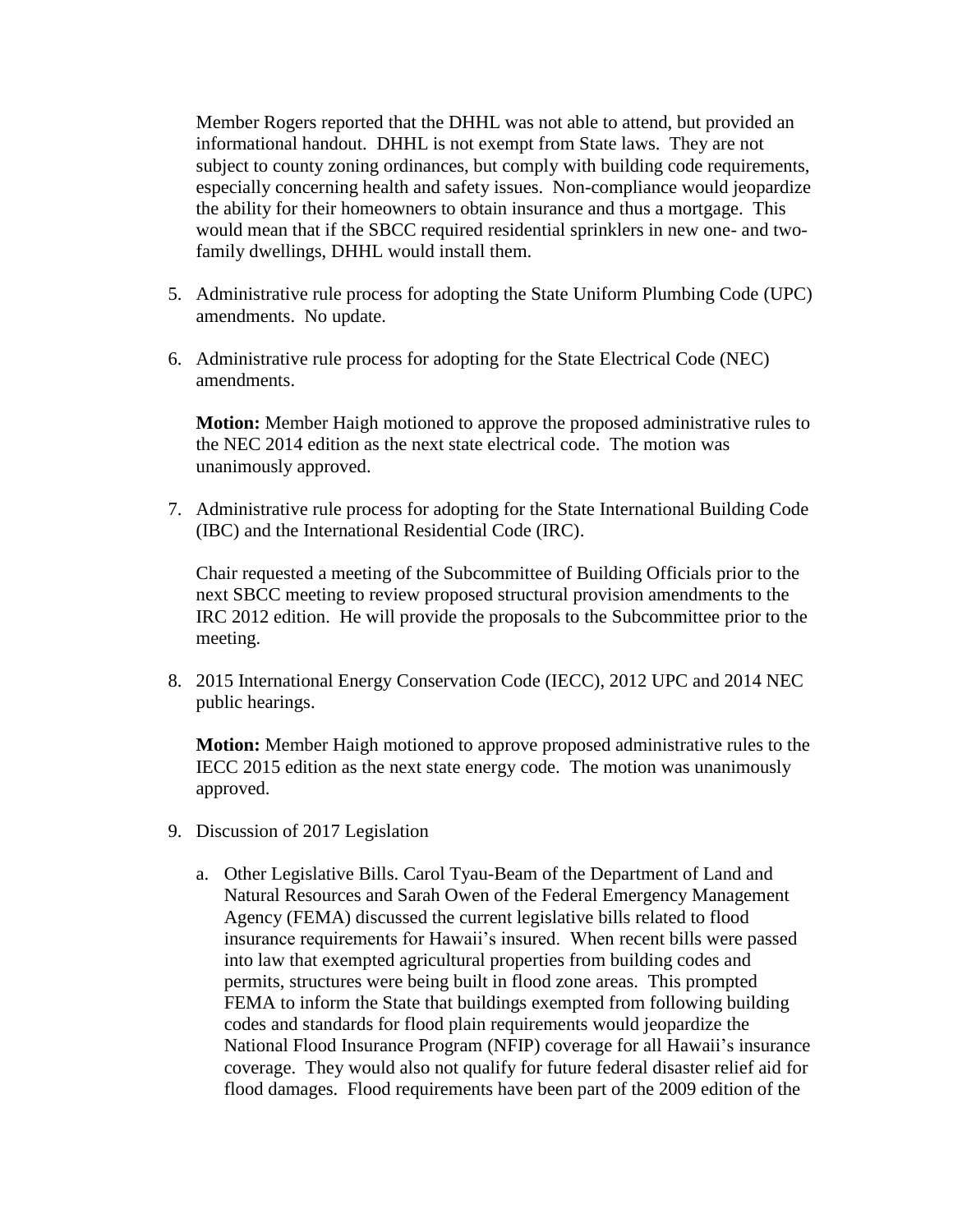Member Rogers reported that the DHHL was not able to attend, but provided an informational handout. DHHL is not exempt from State laws. They are not subject to county zoning ordinances, but comply with building code requirements, especially concerning health and safety issues. Non-compliance would jeopardize the ability for their homeowners to obtain insurance and thus a mortgage. This would mean that if the SBCC required residential sprinklers in new one- and two-family dwellings, DHHL would install them.

5. Administrative rule process for adopting the State Uniform Plumbing Code (UPC) amendments. No update.

6. Administrative rule process for adopting for the State Electrical Code (NEC) amendments.

   **Motion:** Member Haigh motioned to approve the proposed administrative rules to the NEC 2014 edition as the next state electrical code. The motion was unanimously approved.

7. Administrative rule process for adopting for the State International Building Code (IBC) and the International Residential Code (IRC).

   Chair requested a meeting of the Subcommittee of Building Officials prior to the next SBCC meeting to review proposed structural provision amendments to the IRC 2012 edition. He will provide the proposals to the Subcommittee prior to the meeting.

8. 2015 International Energy Conservation Code (IECC), 2012 UPC and 2014 NEC public hearings.

   **Motion:** Member Haigh motioned to approve proposed administrative rules to the IECC 2015 edition as the next state energy code. The motion was unanimously approved.

9. Discussion of 2017 Legislation

   a. Other Legislative Bills. Carol Tyau-Beam of the Department of Land and Natural Resources and Sarah Owen of the Federal Emergency Management Agency (FEMA) discussed the current legislative bills related to flood insurance requirements for Hawaii's insured. When recent bills were passed into law that exempted agricultural properties from building codes and permits, structures were being built in flood zone areas. This prompted FEMA to inform the State that buildings exempted from following building codes and standards for flood plain requirements would jeopardize the National Flood Insurance Program (NFIP) coverage for all Hawaii's insurance coverage. They would also not qualify for future federal disaster relief aid for flood damages. Flood requirements have been part of the 2009 edition of the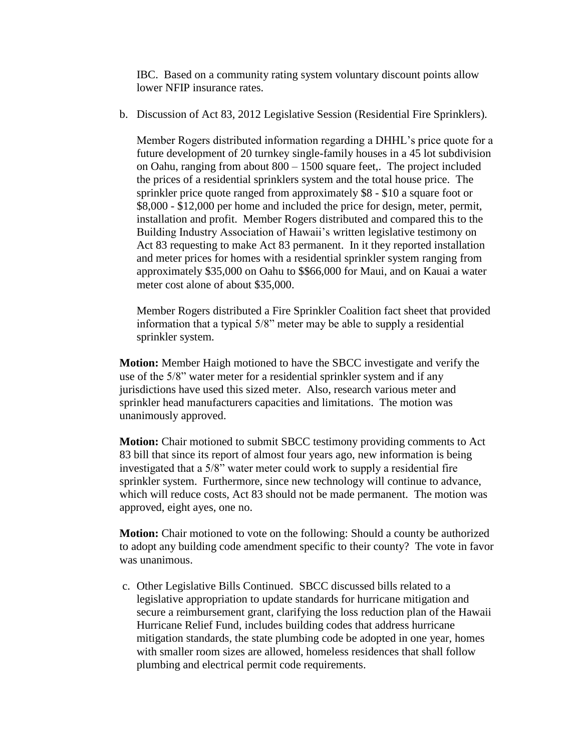IBC. Based on a community rating system voluntary discount points allow lower NFIP insurance rates.

b. Discussion of Act 83, 2012 Legislative Session (Residential Fire Sprinklers).

   Member Rogers distributed information regarding a DHHL's price quote for a future development of 20 turnkey single-family houses in a 45 lot subdivision on Oahu, ranging from about 800 – 1500 square feet,. The project included the prices of a residential sprinklers system and the total house price. The sprinkler price quote ranged from approximately $8 - $10 a square foot or $8,000 - $12,000 per home and included the price for design, meter, permit, installation and profit. Member Rogers distributed and compared this to the Building Industry Association of Hawaii's written legislative testimony on Act 83 requesting to make Act 83 permanent. In it they reported installation and meter prices for homes with a residential sprinkler system ranging from approximately $35,000 on Oahu to $$66,000 for Maui, and on Kauai a water meter cost alone of about $35,000.

   Member Rogers distributed a Fire Sprinkler Coalition fact sheet that provided information that a typical 5/8" meter may be able to supply a residential sprinkler system.

**Motion:** Member Haigh motioned to have the SBCC investigate and verify the use of the 5/8" water meter for a residential sprinkler system and if any jurisdictions have used this sized meter. Also, research various meter and sprinkler head manufacturers capacities and limitations. The motion was unanimously approved.

**Motion:** Chair motioned to submit SBCC testimony providing comments to Act 83 bill that since its report of almost four years ago, new information is being investigated that a 5/8" water meter could work to supply a residential fire sprinkler system. Furthermore, since new technology will continue to advance, which will reduce costs, Act 83 should not be made permanent. The motion was approved, eight ayes, one no.

**Motion:** Chair motioned to vote on the following: Should a county be authorized to adopt any building code amendment specific to their county? The vote in favor was unanimous.

c. Other Legislative Bills Continued. SBCC discussed bills related to a legislative appropriation to update standards for hurricane mitigation and secure a reimbursement grant, clarifying the loss reduction plan of the Hawaii Hurricane Relief Fund, includes building codes that address hurricane mitigation standards, the state plumbing code be adopted in one year, homes with smaller room sizes are allowed, homeless residences that shall follow plumbing and electrical permit code requirements.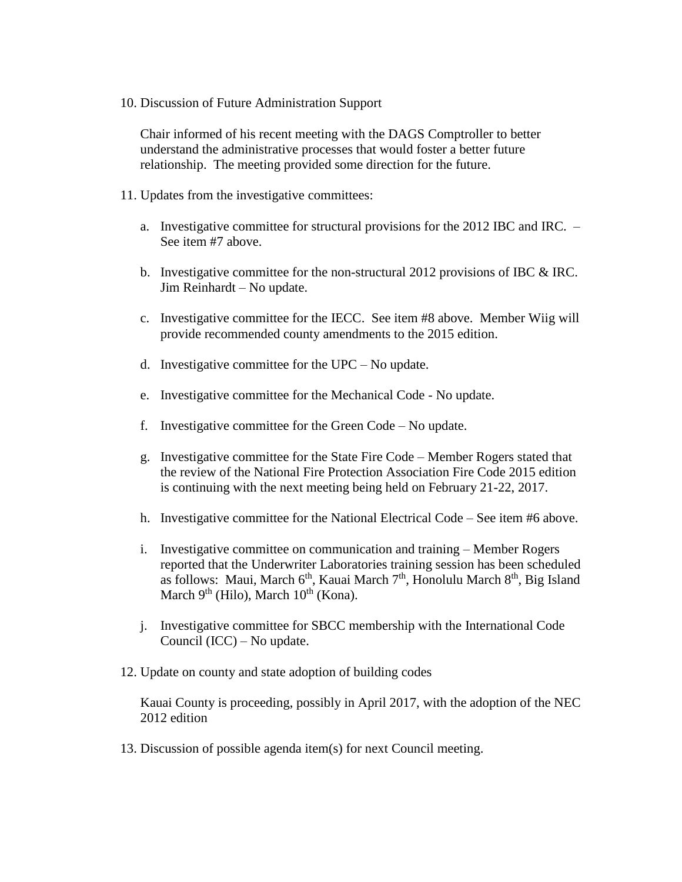10. Discussion of Future Administration Support

    Chair informed of his recent meeting with the DAGS Comptroller to better understand the administrative processes that would foster a better future relationship. The meeting provided some direction for the future.

11. Updates from the investigative committees:

    a. Investigative committee for structural provisions for the 2012 IBC and IRC. – See item #7 above.

    b. Investigative committee for the non-structural 2012 provisions of IBC & IRC. Jim Reinhardt – No update.

    c. Investigative committee for the IECC. See item #8 above. Member Wiig will provide recommended county amendments to the 2015 edition.

    d. Investigative committee for the UPC – No update.

    e. Investigative committee for the Mechanical Code - No update.

    f. Investigative committee for the Green Code – No update.

    g. Investigative committee for the State Fire Code – Member Rogers stated that the review of the National Fire Protection Association Fire Code 2015 edition is continuing with the next meeting being held on February 21-22, 2017.

    h. Investigative committee for the National Electrical Code – See item #6 above.

    i. Investigative committee on communication and training – Member Rogers reported that the Underwriter Laboratories training session has been scheduled as follows: Maui, March 6th, Kauai March 7th, Honolulu March 8th, Big Island March 9th (Hilo), March 10th (Kona).

    j. Investigative committee for SBCC membership with the International Code Council (ICC) – No update.

12. Update on county and state adoption of building codes

    Kauai County is proceeding, possibly in April 2017, with the adoption of the NEC 2012 edition

13. Discussion of possible agenda item(s) for next Council meeting.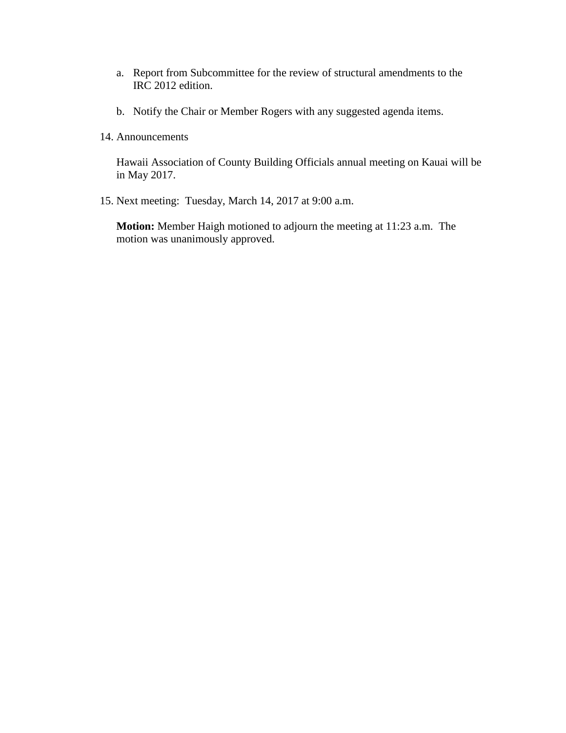a. Report from Subcommittee for the review of structural amendments to the IRC 2012 edition.

b. Notify the Chair or Member Rogers with any suggested agenda items.

14. Announcements

    Hawaii Association of County Building Officials annual meeting on Kauai will be in May 2017.

15. Next meeting: Tuesday, March 14, 2017 at 9:00 a.m.

    **Motion:** Member Haigh motioned to adjourn the meeting at 11:23 a.m. The motion was unanimously approved.